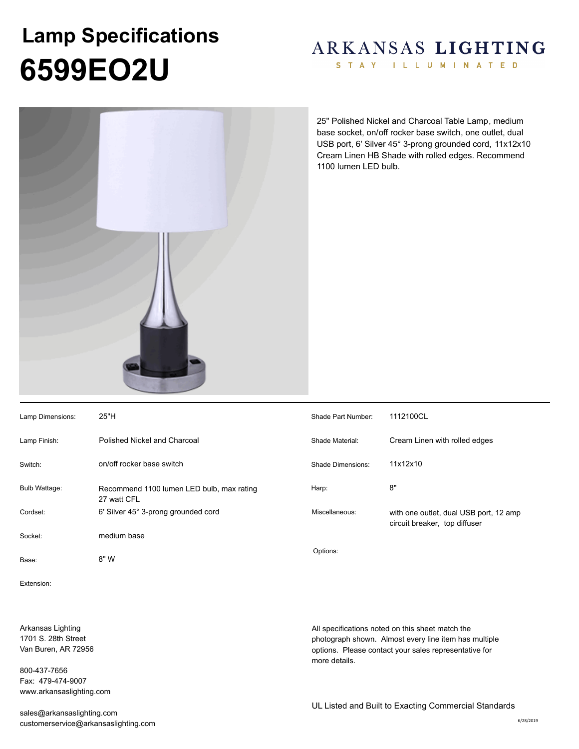# Lamp Specifications

# 6599EO2U

ARKANSAS **LIGHTING**

STAY ILLUMINATED

25" Polished Nickel and Charcoal Table Lamp, medium base socket, on/off rocker base switch, one outlet, dual USB port, 6' Silver 45° 3-prong grounded cord, 11x12x10 Cream Linen HB Shade with rolled edges. Recommend 1100 lumen LED bulb.

| | | | |
|---|---|---|---|
| Lamp Dimensions: | 25"H | Shade Part Number: | 1112100CL |
| Lamp Finish: | Polished Nickel and Charcoal | Shade Material: | Cream Linen with rolled edges |
| Switch: | on/off rocker base switch | Shade Dimensions: | 11x12x10 |
| Bulb Wattage: | Recommend 1100 lumen LED bulb, max rating 27 watt CFL | Harp: | 8" |
| Cordset: | 6' Silver 45° 3-prong grounded cord | Miscellaneous: | with one outlet, dual USB port, 12 amp circuit breaker, top diffuser |
| Socket: | medium base | | |
| Base: | 8" W | Options: | |
| Extension: | | | |

Arkansas Lighting
1701 S. 28th Street
Van Buren, AR 72956

800-437-7656
Fax: 479-474-9007
www.arkansaslighting.com

sales@arkansaslighting.com
customerservice@arkansaslighting.com

All specifications noted on this sheet match the photograph shown. Almost every line item has multiple options. Please contact your sales representative for more details.

UL Listed and Built to Exacting Commercial Standards

6/28/2019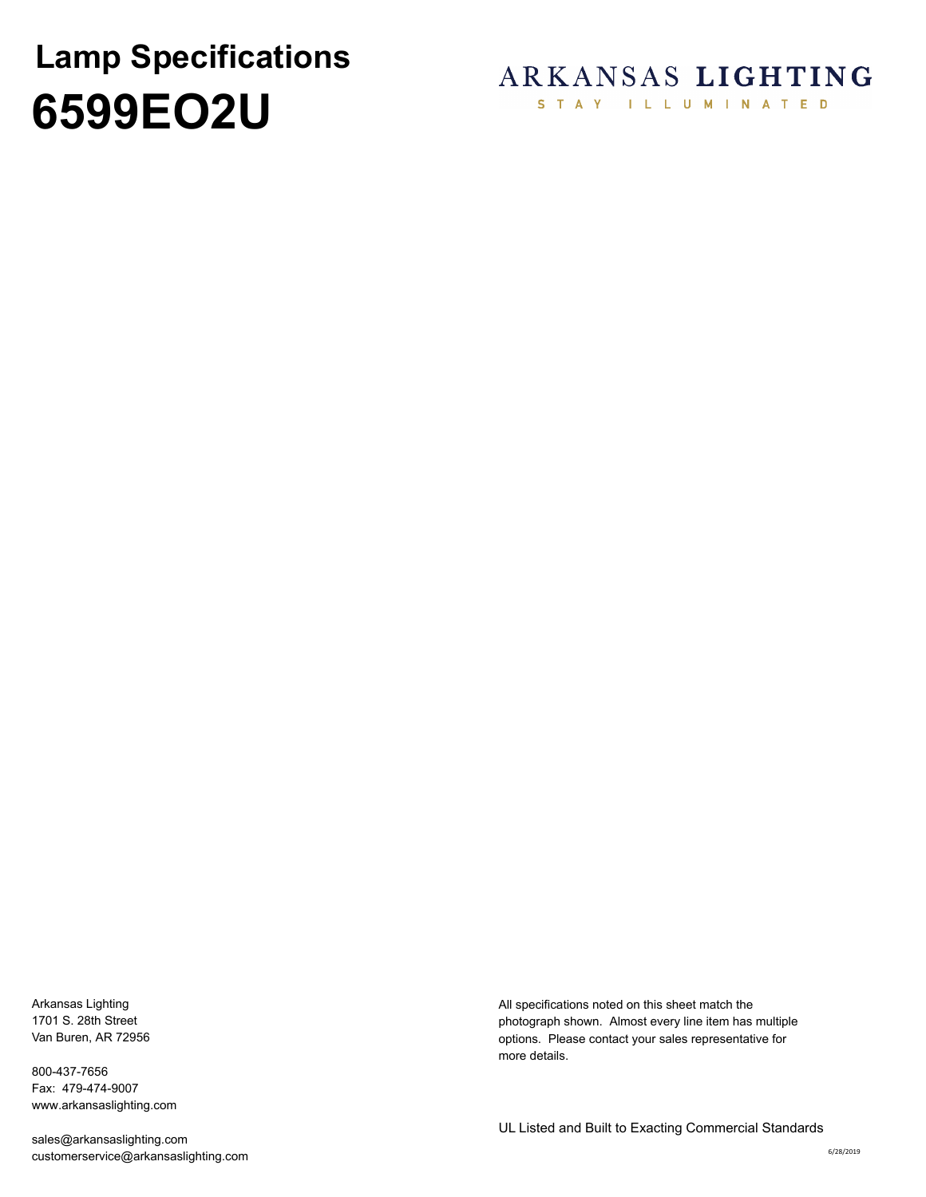# Lamp Specifications

# 6599EO2U

ARKANSAS **LIGHTING**

STAY ILLUMINATED

Arkansas Lighting
1701 S. 28th Street
Van Buren, AR 72956

800-437-7656
Fax: 479-474-9007
www.arkansaslighting.com

sales@arkansaslighting.com
customerservice@arkansaslighting.com

All specifications noted on this sheet match the photograph shown. Almost every line item has multiple options. Please contact your sales representative for more details.

UL Listed and Built to Exacting Commercial Standards

6/28/2019